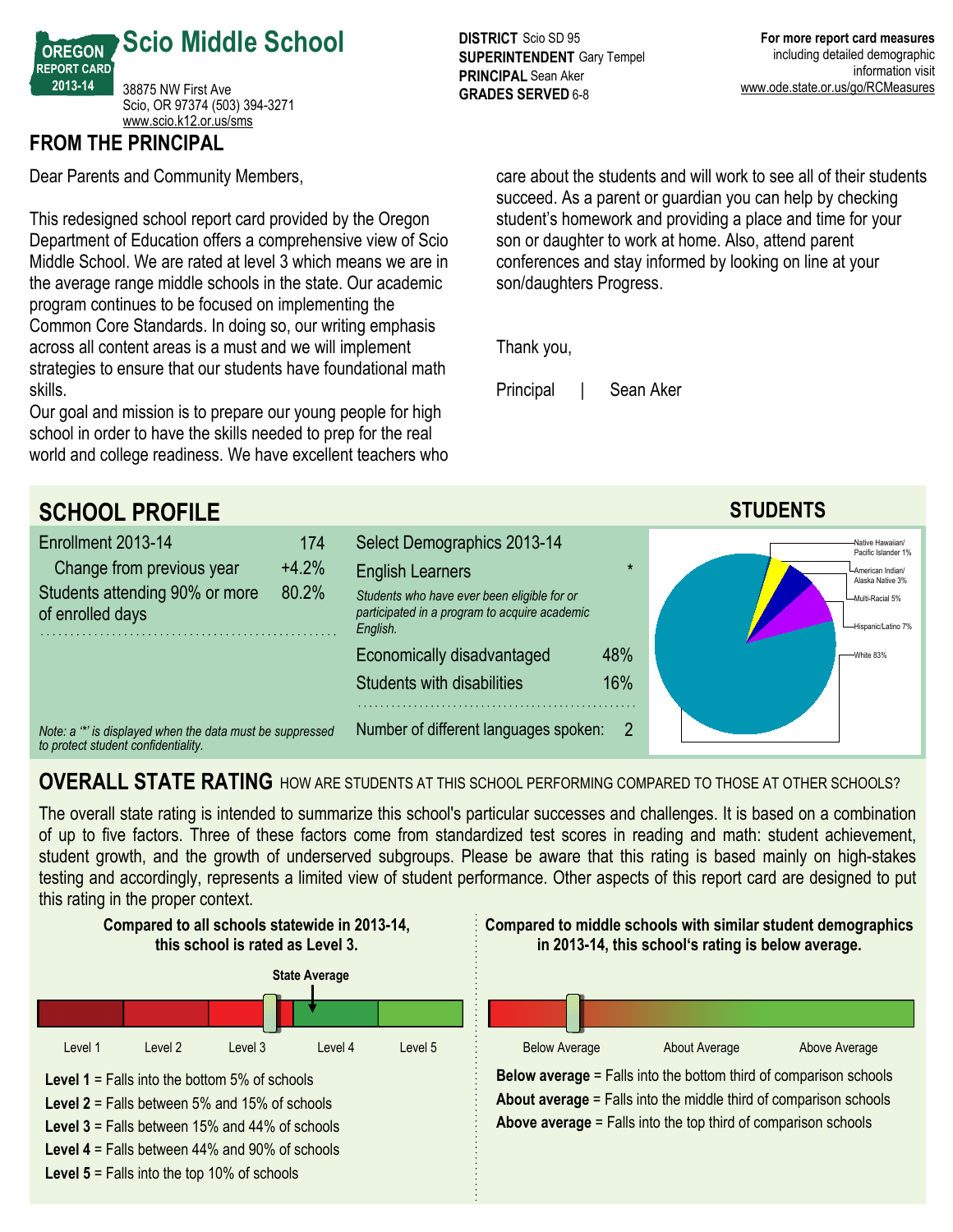# Scio Middle School

OREGON REPORT CARD 2013-14

38875 NW First Ave
Scio, OR 97374 (503) 394-3271
www.scio.k12.or.us/sms

**DISTRICT** Scio SD 95
**SUPERINTENDENT** Gary Tempel
**PRINCIPAL** Sean Aker
**GRADES SERVED** 6-8

**For more report card measures** including detailed demographic information visit www.ode.state.or.us/go/RCMeasures

## FROM THE PRINCIPAL

Dear Parents and Community Members,

This redesigned school report card provided by the Oregon Department of Education offers a comprehensive view of Scio Middle School. We are rated at level 3 which means we are in the average range middle schools in the state. Our academic program continues to be focused on implementing the Common Core Standards. In doing so, our writing emphasis across all content areas is a must and we will implement strategies to ensure that our students have foundational math skills.
Our goal and mission is to prepare our young people for high school in order to have the skills needed to prep for the real world and college readiness. We have excellent teachers who care about the students and will work to see all of their students succeed. As a parent or guardian you can help by checking student's homework and providing a place and time for your son or daughter to work at home. Also, attend parent conferences and stay informed by looking on line at your son/daughters Progress.

Thank you,

Principal | Sean Aker

## SCHOOL PROFILE

| Enrollment 2013-14 | 174 |
|---|---|
| Change from previous year | +4.2% |
| Students attending 90% or more of enrolled days | 80.2% |

*Note: a '*' is displayed when the data must be suppressed to protect student confidentiality.*

| Select Demographics 2013-14 | |
|---|---|
| English Learners *Students who have ever been eligible for or participated in a program to acquire academic English.* | * |
| Economically disadvantaged | 48% |
| Students with disabilities | 16% |
| Number of different languages spoken: | 2 |

### STUDENTS

- Native Hawaiian/ Pacific Islander 1%
- American Indian/ Alaska Native 3%
- Multi-Racial 5%
- Hispanic/Latino 7%
- White 83%

## OVERALL STATE RATING HOW ARE STUDENTS AT THIS SCHOOL PERFORMING COMPARED TO THOSE AT OTHER SCHOOLS?

The overall state rating is intended to summarize this school's particular successes and challenges. It is based on a combination of up to five factors. Three of these factors come from standardized test scores in reading and math: student achievement, student growth, and the growth of underserved subgroups. Please be aware that this rating is based mainly on high-stakes testing and accordingly, represents a limited view of student performance. Other aspects of this report card are designed to put this rating in the proper context.

**Compared to all schools statewide in 2013-14, this school is rated as Level 3.**

State Average

Level 1 Level 2 Level 3 Level 4 Level 5

**Level 1** = Falls into the bottom 5% of schools
**Level 2** = Falls between 5% and 15% of schools
**Level 3** = Falls between 15% and 44% of schools
**Level 4** = Falls between 44% and 90% of schools
**Level 5** = Falls into the top 10% of schools

**Compared to middle schools with similar student demographics in 2013-14, this school's rating is below average.**

Below Average About Average Above Average

**Below average** = Falls into the bottom third of comparison schools
**About average** = Falls into the middle third of comparison schools
**Above average** = Falls into the top third of comparison schools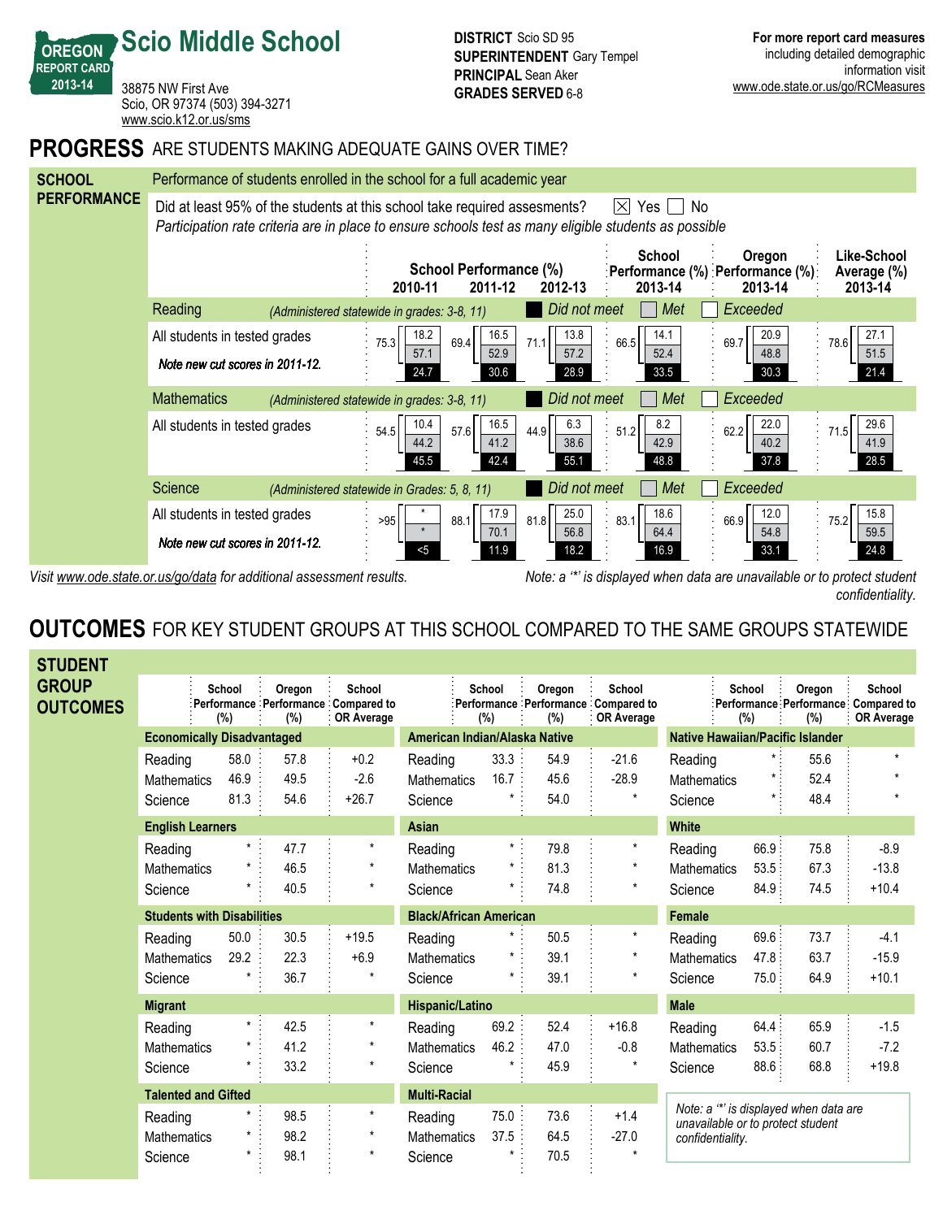# Scio Middle School

OREGON REPORT CARD 2013-14

38875 NW First Ave
Scio, OR 97374 (503) 394-3271
www.scio.k12.or.us/sms

**DISTRICT** Scio SD 95
**SUPERINTENDENT** Gary Tempel
**PRINCIPAL** Sean Aker
**GRADES SERVED** 6-8

**For more report card measures** including detailed demographic information visit www.ode.state.or.us/go/RCMeasures

## PROGRESS ARE STUDENTS MAKING ADEQUATE GAINS OVER TIME?

### SCHOOL PERFORMANCE

Performance of students enrolled in the school for a full academic year

Did at least 95% of the students at this school take required assesments? ☒ Yes ☐ No

*Participation rate criteria are in place to ensure schools test as many eligible students as possible*

Values shown as: Total met or exceeded (Exceeded / Met / Did not meet)

| | School Performance (%) 2010-11 | School Performance (%) 2011-12 | School Performance (%) 2012-13 | School Performance (%) 2013-14 | Oregon Performance (%) 2013-14 | Like-School Average (%) 2013-14 |
|---|---|---|---|---|---|---|
| **Reading** *(Administered statewide in grades: 3-8, 11)* | | | | | | |
| All students in tested grades (*Note new cut scores in 2011-12.*) | 75.3 (18.2 / 57.1 / 24.7) | 69.4 (16.5 / 52.9 / 30.6) | 71.1 (13.8 / 57.2 / 28.9) | 66.5 (14.1 / 52.4 / 33.5) | 69.7 (20.9 / 48.8 / 30.3) | 78.6 (27.1 / 51.5 / 21.4) |
| **Mathematics** *(Administered statewide in grades: 3-8, 11)* | | | | | | |
| All students in tested grades | 54.5 (10.4 / 44.2 / 45.5) | 57.6 (16.5 / 41.2 / 42.4) | 44.9 (6.3 / 38.6 / 55.1) | 51.2 (8.2 / 42.9 / 48.8) | 62.2 (22.0 / 40.2 / 37.8) | 71.5 (29.6 / 41.9 / 28.5) |
| **Science** *(Administered statewide in Grades: 5, 8, 11)* | | | | | | |
| All students in tested grades (*Note new cut scores in 2011-12.*) | >95 (* / * / <5) | 88.1 (17.9 / 70.1 / 11.9) | 81.8 (25.0 / 56.8 / 18.2) | 83.1 (18.6 / 64.4 / 16.9) | 66.9 (12.0 / 54.8 / 33.1) | 75.2 (15.8 / 59.5 / 24.8) |

*Visit www.ode.state.or.us/go/data for additional assessment results.*

*Note: a '*' is displayed when data are unavailable or to protect student confidentiality.*

## OUTCOMES FOR KEY STUDENT GROUPS AT THIS SCHOOL COMPARED TO THE SAME GROUPS STATEWIDE

### STUDENT GROUP OUTCOMES

| Group / Subject | School Performance (%) | Oregon Performance (%) | School Compared to OR Average |
|---|---|---|---|
| **Economically Disadvantaged** | | | |
| Reading | 58.0 | 57.8 | +0.2 |
| Mathematics | 46.9 | 49.5 | -2.6 |
| Science | 81.3 | 54.6 | +26.7 |
| **English Learners** | | | |
| Reading | * | 47.7 | * |
| Mathematics | * | 46.5 | * |
| Science | * | 40.5 | * |
| **Students with Disabilities** | | | |
| Reading | 50.0 | 30.5 | +19.5 |
| Mathematics | 29.2 | 22.3 | +6.9 |
| Science | * | 36.7 | * |
| **Migrant** | | | |
| Reading | * | 42.5 | * |
| Mathematics | * | 41.2 | * |
| Science | * | 33.2 | * |
| **Talented and Gifted** | | | |
| Reading | * | 98.5 | * |
| Mathematics | * | 98.2 | * |
| Science | * | 98.1 | * |
| **American Indian/Alaska Native** | | | |
| Reading | 33.3 | 54.9 | -21.6 |
| Mathematics | 16.7 | 45.6 | -28.9 |
| Science | * | 54.0 | * |
| **Asian** | | | |
| Reading | * | 79.8 | * |
| Mathematics | * | 81.3 | * |
| Science | * | 74.8 | * |
| **Black/African American** | | | |
| Reading | * | 50.5 | * |
| Mathematics | * | 39.1 | * |
| Science | * | 39.1 | * |
| **Hispanic/Latino** | | | |
| Reading | 69.2 | 52.4 | +16.8 |
| Mathematics | 46.2 | 47.0 | -0.8 |
| Science | * | 45.9 | * |
| **Multi-Racial** | | | |
| Reading | 75.0 | 73.6 | +1.4 |
| Mathematics | 37.5 | 64.5 | -27.0 |
| Science | * | 70.5 | * |
| **Native Hawaiian/Pacific Islander** | | | |
| Reading | * | 55.6 | * |
| Mathematics | * | 52.4 | * |
| Science | * | 48.4 | * |
| **White** | | | |
| Reading | 66.9 | 75.8 | -8.9 |
| Mathematics | 53.5 | 67.3 | -13.8 |
| Science | 84.9 | 74.5 | +10.4 |
| **Female** | | | |
| Reading | 69.6 | 73.7 | -4.1 |
| Mathematics | 47.8 | 63.7 | -15.9 |
| Science | 75.0 | 64.9 | +10.1 |
| **Male** | | | |
| Reading | 64.4 | 65.9 | -1.5 |
| Mathematics | 53.5 | 60.7 | -7.2 |
| Science | 88.6 | 68.8 | +19.8 |

*Note: a '*' is displayed when data are unavailable or to protect student confidentiality.*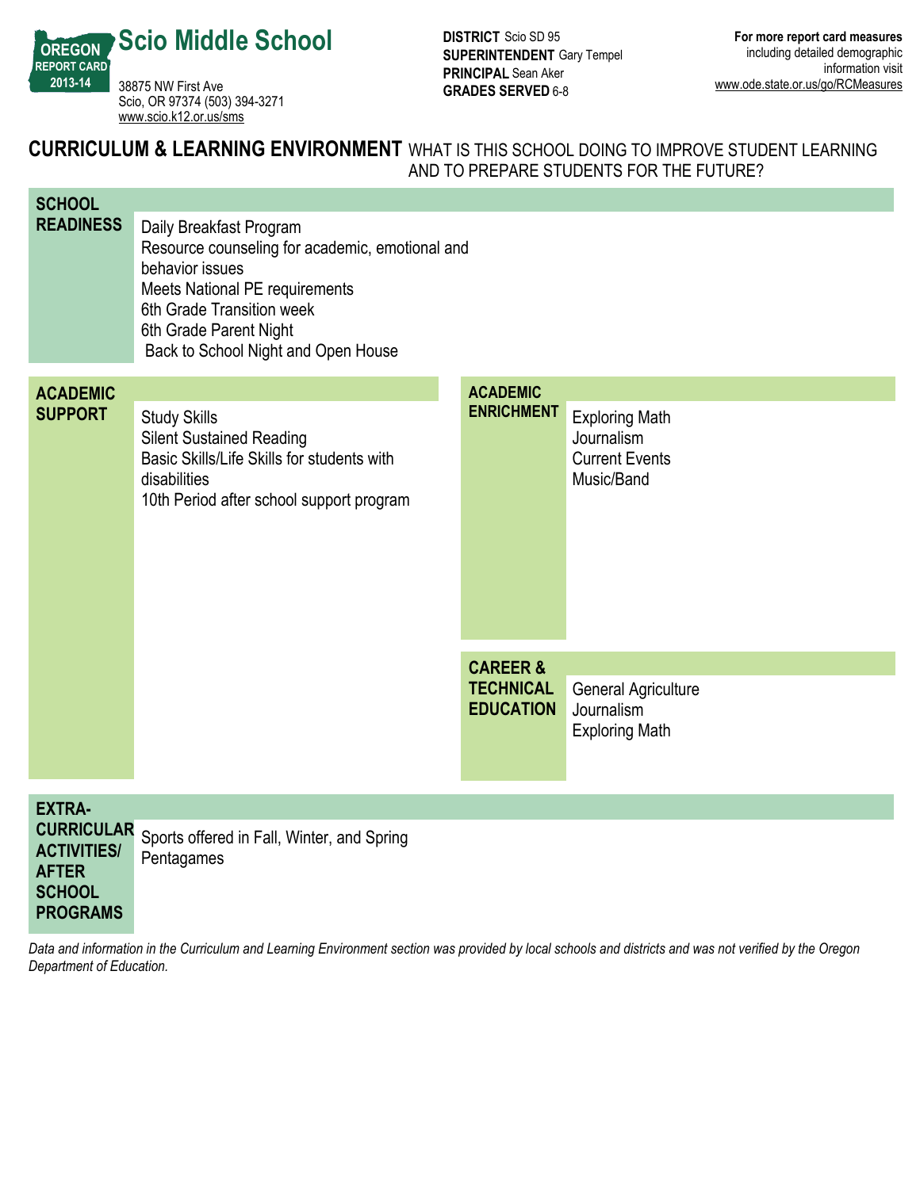**OREGON REPORT CARD 2013-14**

# Scio Middle School

38875 NW First Ave
Scio, OR 97374 (503) 394-3271
www.scio.k12.or.us/sms

**DISTRICT** Scio SD 95
**SUPERINTENDENT** Gary Tempel
**PRINCIPAL** Sean Aker
**GRADES SERVED** 6-8

**For more report card measures** including detailed demographic information visit www.ode.state.or.us/go/RCMeasures

## CURRICULUM & LEARNING ENVIRONMENT WHAT IS THIS SCHOOL DOING TO IMPROVE STUDENT LEARNING AND TO PREPARE STUDENTS FOR THE FUTURE?

### SCHOOL READINESS

Daily Breakfast Program
Resource counseling for academic, emotional and behavior issues
Meets National PE requirements
6th Grade Transition week
6th Grade Parent Night
Back to School Night and Open House

### ACADEMIC SUPPORT

Study Skills
Silent Sustained Reading
Basic Skills/Life Skills for students with disabilities
10th Period after school support program

### ACADEMIC ENRICHMENT

Exploring Math
Journalism
Current Events
Music/Band

### CAREER & TECHNICAL EDUCATION

General Agriculture
Journalism
Exploring Math

### EXTRA-CURRICULAR ACTIVITIES/ AFTER SCHOOL PROGRAMS

Sports offered in Fall, Winter, and Spring
Pentagames

*Data and information in the Curriculum and Learning Environment section was provided by local schools and districts and was not verified by the Oregon Department of Education.*